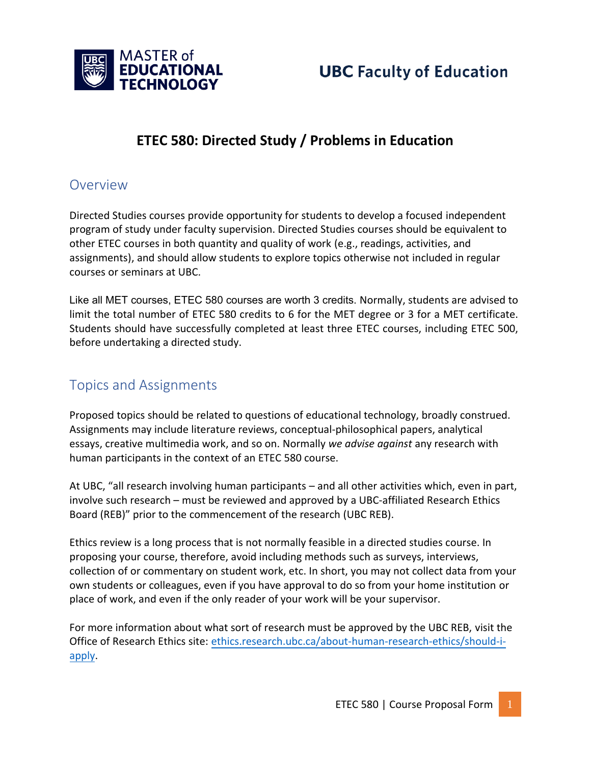MASTER of **EDUCATIONAL TECHNOLOGY**

**UBC Faculty of Education**

# ETEC 580: Directed Study / Problems in Education

## Overview

Directed Studies courses provide opportunity for students to develop a focused independent program of study under faculty supervision. Directed Studies courses should be equivalent to other ETEC courses in both quantity and quality of work (e.g., readings, activities, and assignments), and should allow students to explore topics otherwise not included in regular courses or seminars at UBC.

Like all MET courses, ETEC 580 courses are worth 3 credits. Normally, students are advised to limit the total number of ETEC 580 credits to 6 for the MET degree or 3 for a MET certificate. Students should have successfully completed at least three ETEC courses, including ETEC 500, before undertaking a directed study.

## Topics and Assignments

Proposed topics should be related to questions of educational technology, broadly construed. Assignments may include literature reviews, conceptual-philosophical papers, analytical essays, creative multimedia work, and so on. Normally *we advise against* any research with human participants in the context of an ETEC 580 course.

At UBC, "all research involving human participants – and all other activities which, even in part, involve such research – must be reviewed and approved by a UBC-affiliated Research Ethics Board (REB)" prior to the commencement of the research (UBC REB).

Ethics review is a long process that is not normally feasible in a directed studies course. In proposing your course, therefore, avoid including methods such as surveys, interviews, collection of or commentary on student work, etc. In short, you may not collect data from your own students or colleagues, even if you have approval to do so from your home institution or place of work, and even if the only reader of your work will be your supervisor.

For more information about what sort of research must be approved by the UBC REB, visit the Office of Research Ethics site: [ethics.research.ubc.ca/about-human-research-ethics/should-i-apply](ethics.research.ubc.ca/about-human-research-ethics/should-i-apply).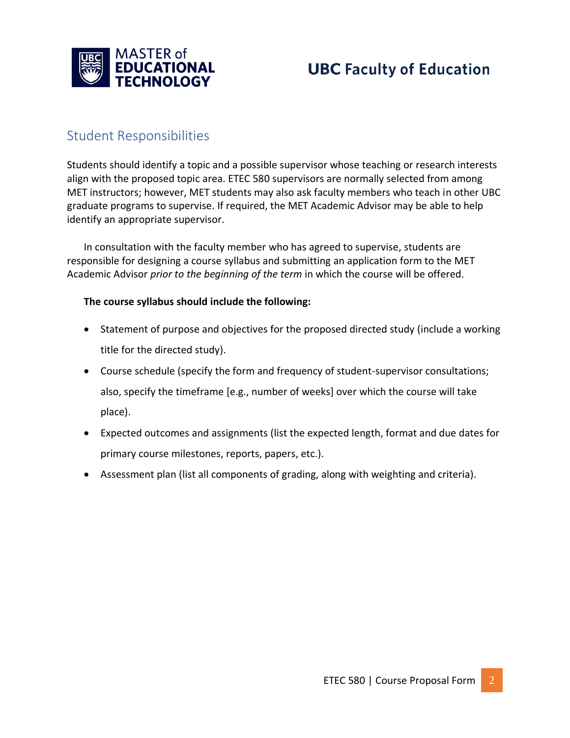## Student Responsibilities

Students should identify a topic and a possible supervisor whose teaching or research interests align with the proposed topic area. ETEC 580 supervisors are normally selected from among MET instructors; however, MET students may also ask faculty members who teach in other UBC graduate programs to supervise. If required, the MET Academic Advisor may be able to help identify an appropriate supervisor.

In consultation with the faculty member who has agreed to supervise, students are responsible for designing a course syllabus and submitting an application form to the MET Academic Advisor *prior to the beginning of the term* in which the course will be offered.

**The course syllabus should include the following:**

- Statement of purpose and objectives for the proposed directed study (include a working title for the directed study).
- Course schedule (specify the form and frequency of student-supervisor consultations; also, specify the timeframe [e.g., number of weeks] over which the course will take place).
- Expected outcomes and assignments (list the expected length, format and due dates for primary course milestones, reports, papers, etc.).
- Assessment plan (list all components of grading, along with weighting and criteria).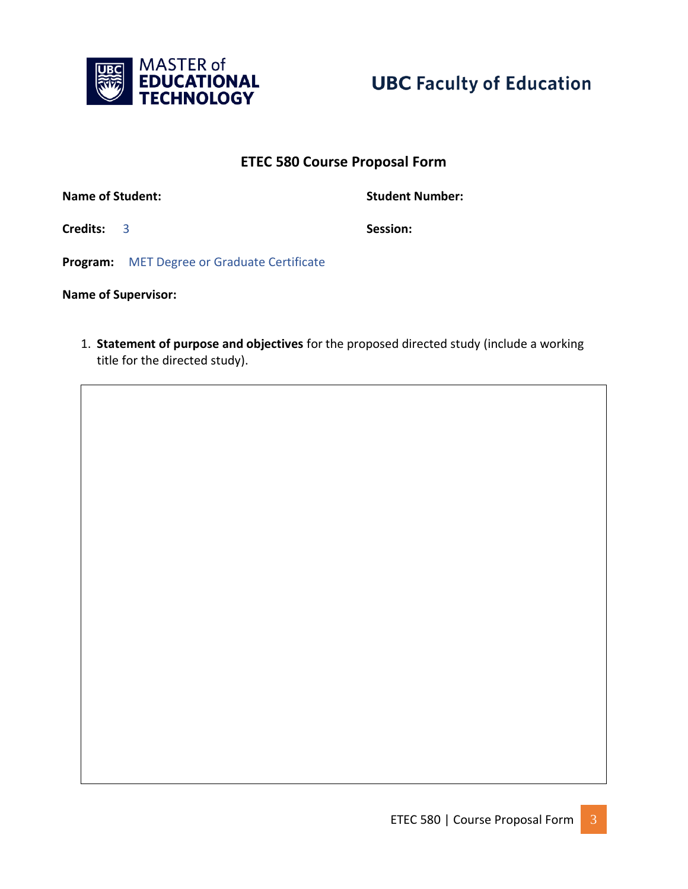MASTER of EDUCATIONAL TECHNOLOGY

UBC Faculty of Education

## ETEC 580 Course Proposal Form

**Name of Student:**

**Student Number:**

**Credits:** 3

**Session:**

**Program:** MET Degree or Graduate Certificate

**Name of Supervisor:**

1. **Statement of purpose and objectives** for the proposed directed study (include a working title for the directed study).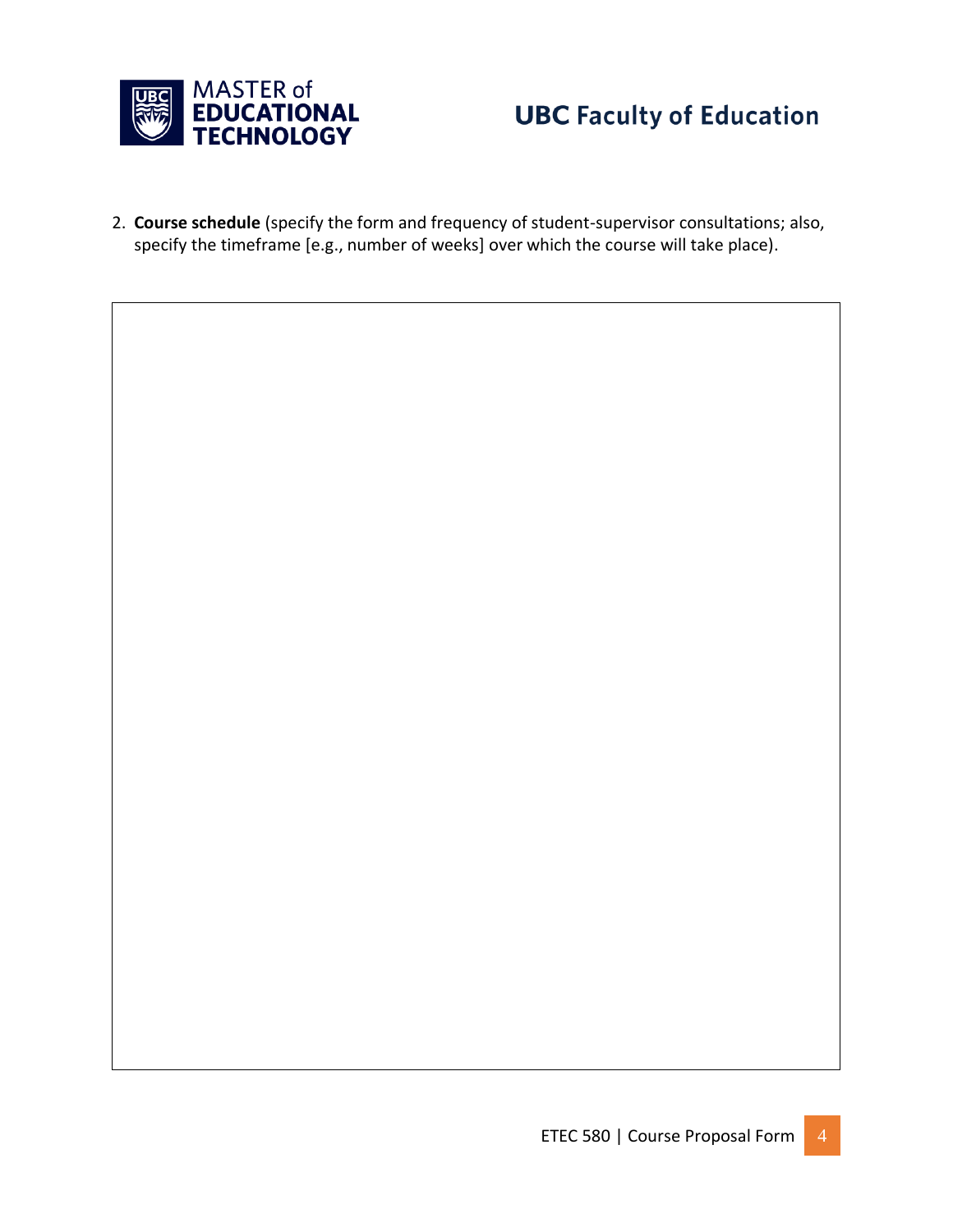2. **Course schedule** (specify the form and frequency of student-supervisor consultations; also, specify the timeframe [e.g., number of weeks] over which the course will take place).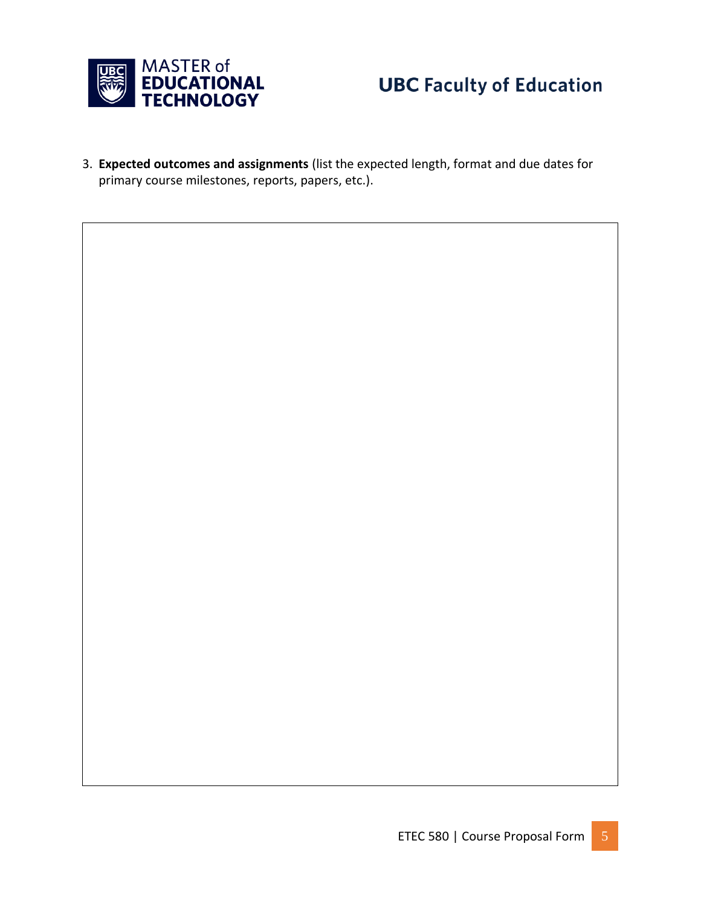3. **Expected outcomes and assignments** (list the expected length, format and due dates for primary course milestones, reports, papers, etc.).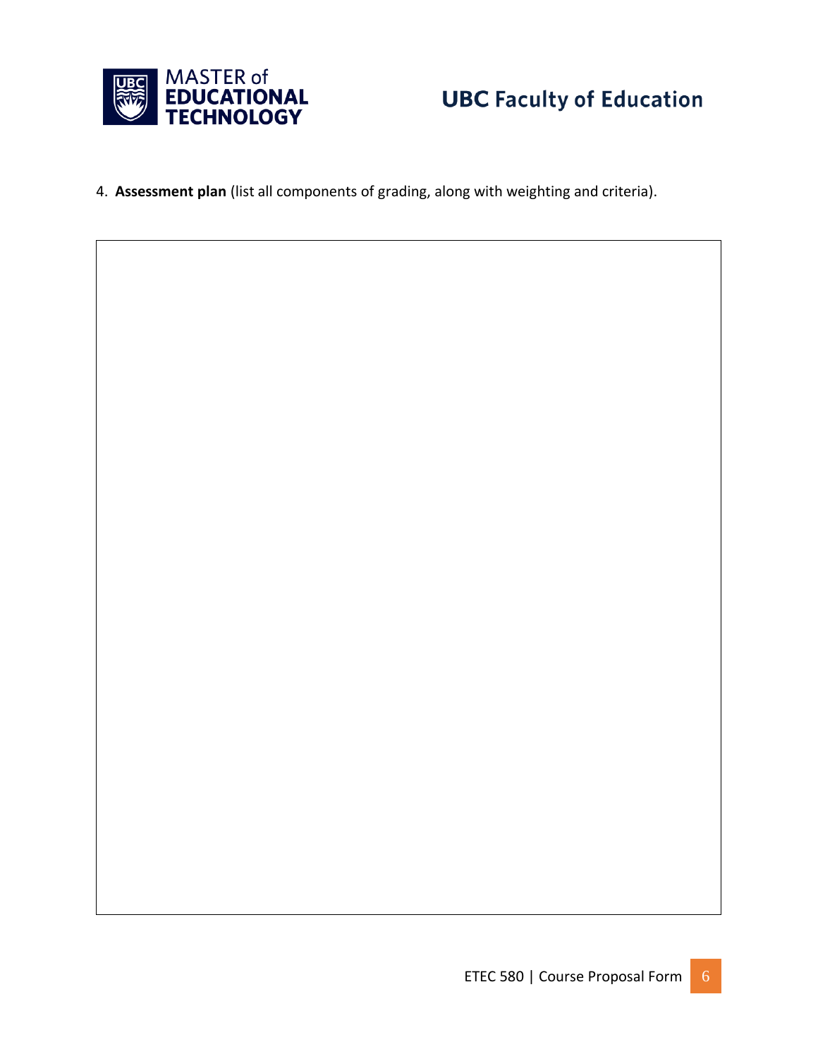4. **Assessment plan** (list all components of grading, along with weighting and criteria).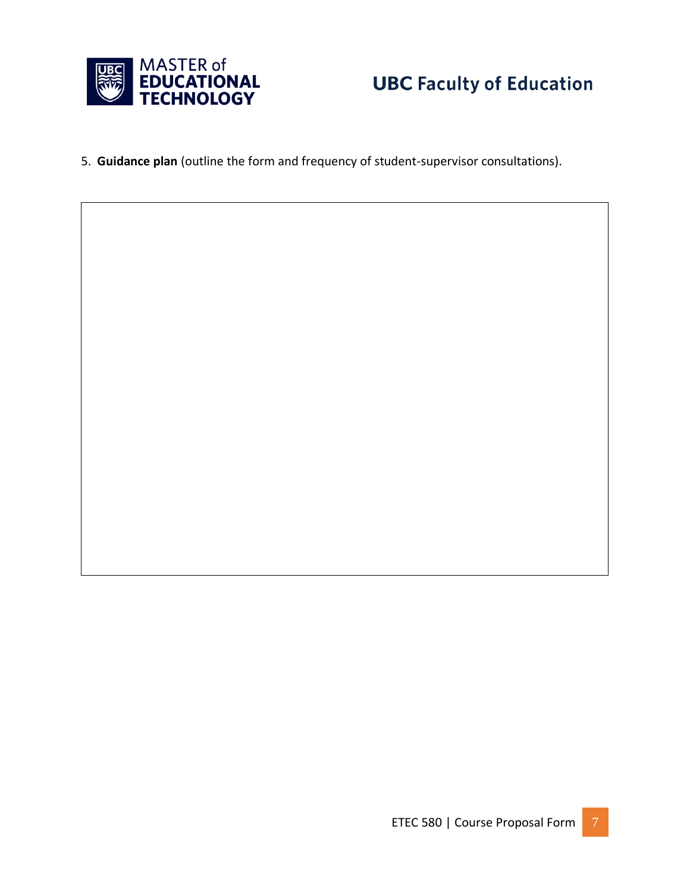5. **Guidance plan** (outline the form and frequency of student-supervisor consultations).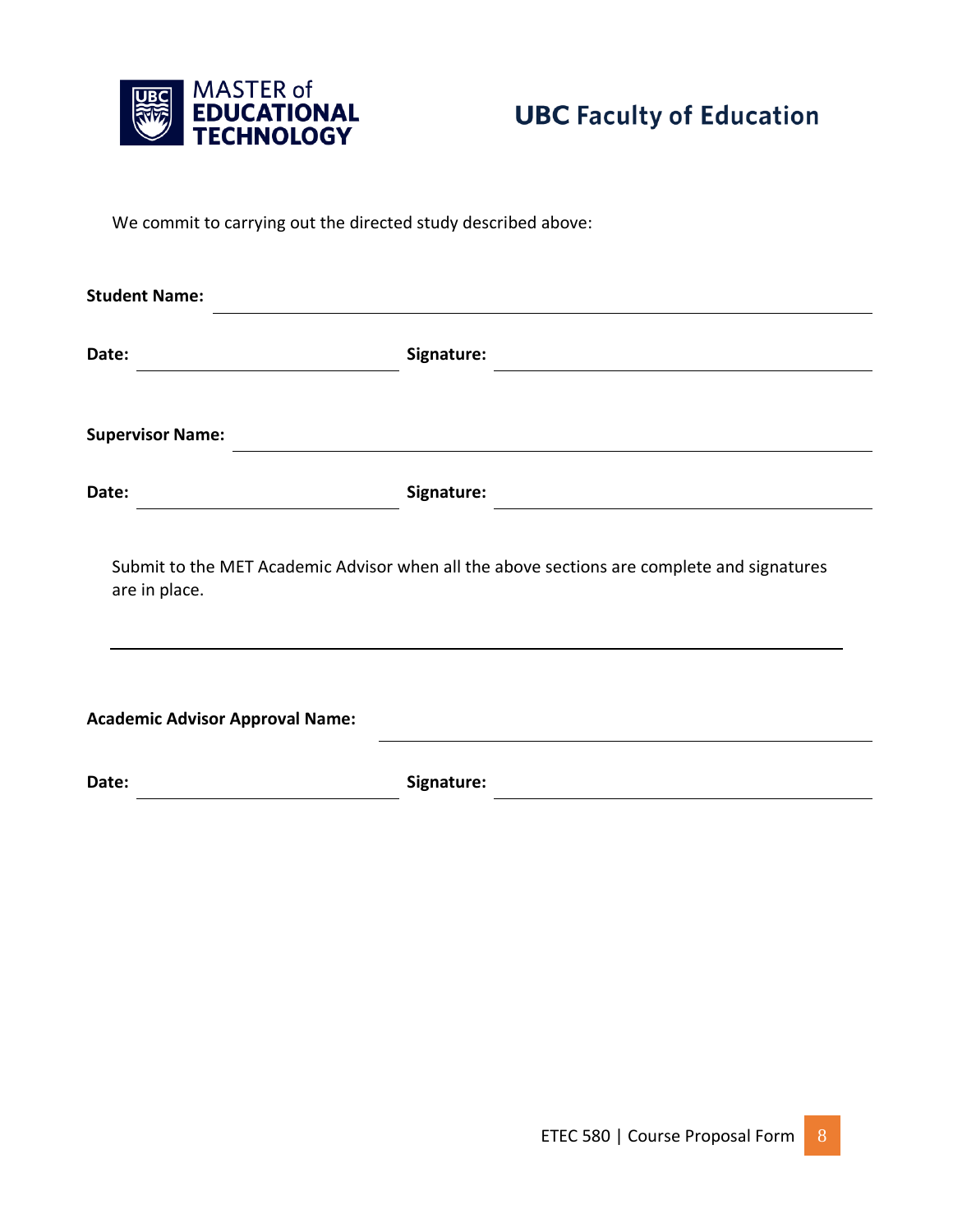We commit to carrying out the directed study described above:

**Student Name:** ______________________________________________

**Date:** ____________________ **Signature:** ____________________________

**Supervisor Name:** ______________________________________________

**Date:** ____________________ **Signature:** ____________________________

Submit to the MET Academic Advisor when all the above sections are complete and signatures are in place.

---

**Academic Advisor Approval Name:** ______________________________________

**Date:** ____________________ **Signature:** ____________________________